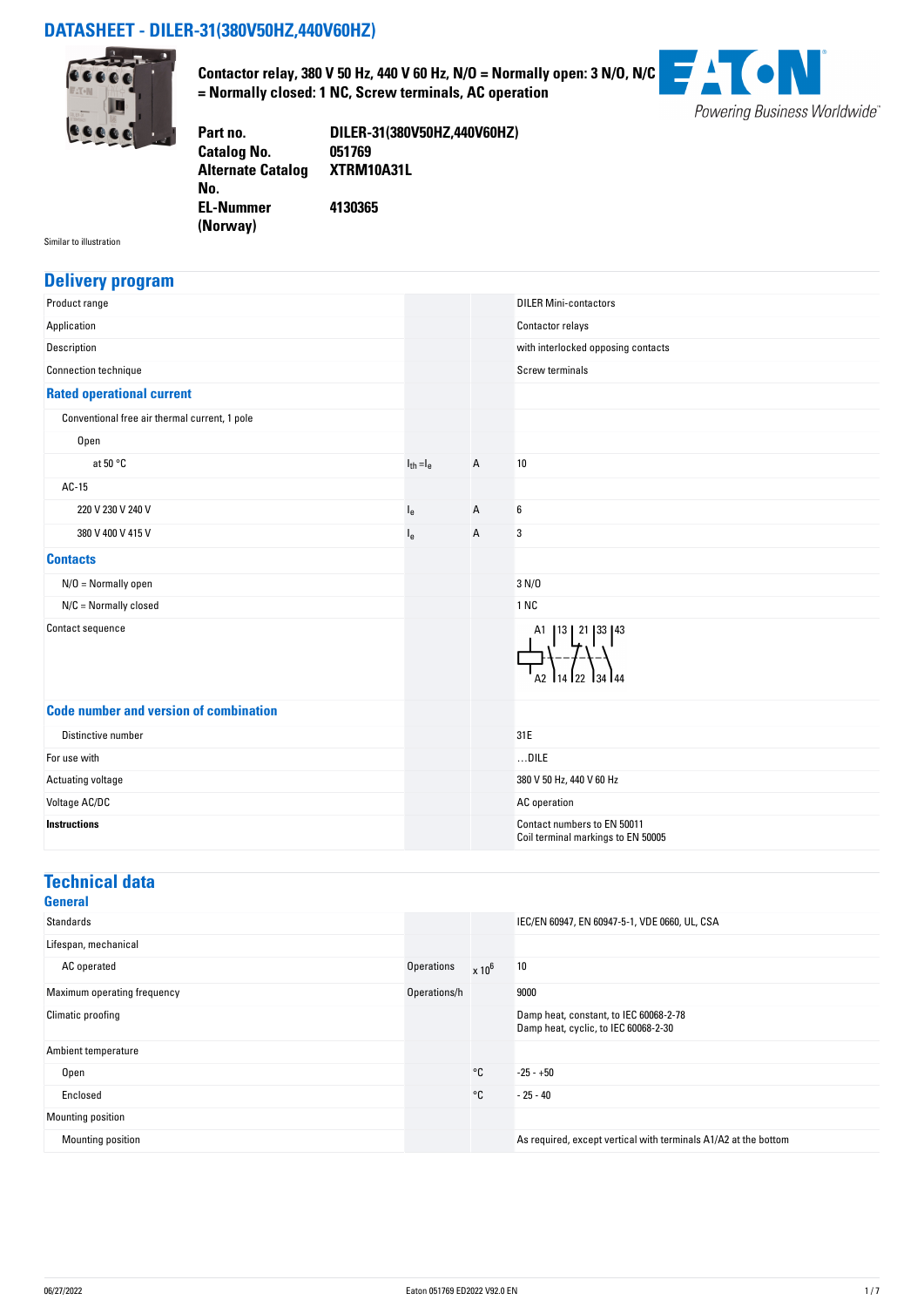# DATASHEET - DILER-31(380V50HZ,440V60HZ)

**Contactor relay, 380 V 50 Hz, 440 V 60 Hz, N/O = Normally open: 3 N/O, N/C = Normally closed: 1 NC, Screw terminals, AC operation**

| | |
|---|---|
| **Part no.** | **DILER-31(380V50HZ,440V60HZ)** |
| **Catalog No.** | **051769** |
| **Alternate Catalog No.** | **XTRM10A31L** |
| **EL-Nummer (Norway)** | **4130365** |

Similar to illustration

## Delivery program

| | | | |
|---|---|---|---|
| Product range | | | DILER Mini-contactors |
| Application | | | Contactor relays |
| Description | | | with interlocked opposing contacts |
| Connection technique | | | Screw terminals |
| **Rated operational current** | | | |
| Conventional free air thermal current, 1 pole | | | |
| Open | | | |
| at 50 °C | $I_{th} = I_e$ | A | 10 |
| AC-15 | | | |
| 220 V 230 V 240 V | $I_e$ | A | 6 |
| 380 V 400 V 415 V | $I_e$ | A | 3 |
| **Contacts** | | | |
| N/O = Normally open | | | 3 N/O |
| N/C = Normally closed | | | 1 NC |
| Contact sequence | | | A1 13 21 33 43 / A2 14 22 34 44 |
| **Code number and version of combination** | | | |
| Distinctive number | | | 31E |
| For use with | | | ...DILE |
| Actuating voltage | | | 380 V 50 Hz, 440 V 60 Hz |
| Voltage AC/DC | | | AC operation |
| **Instructions** | | | Contact numbers to EN 50011<br>Coil terminal markings to EN 50005 |

## Technical data

### General

| | | | |
|---|---|---|---|
| Standards | | | IEC/EN 60947, EN 60947-5-1, VDE 0660, UL, CSA |
| Lifespan, mechanical | | | |
| AC operated | Operations | $x 10^6$ | 10 |
| Maximum operating frequency | Operations/h | | 9000 |
| Climatic proofing | | | Damp heat, constant, to IEC 60068-2-78<br>Damp heat, cyclic, to IEC 60068-2-30 |
| Ambient temperature | | | |
| Open | | °C | -25 - +50 |
| Enclosed | | °C | - 25 - 40 |
| Mounting position | | | |
| Mounting position | | | As required, except vertical with terminals A1/A2 at the bottom |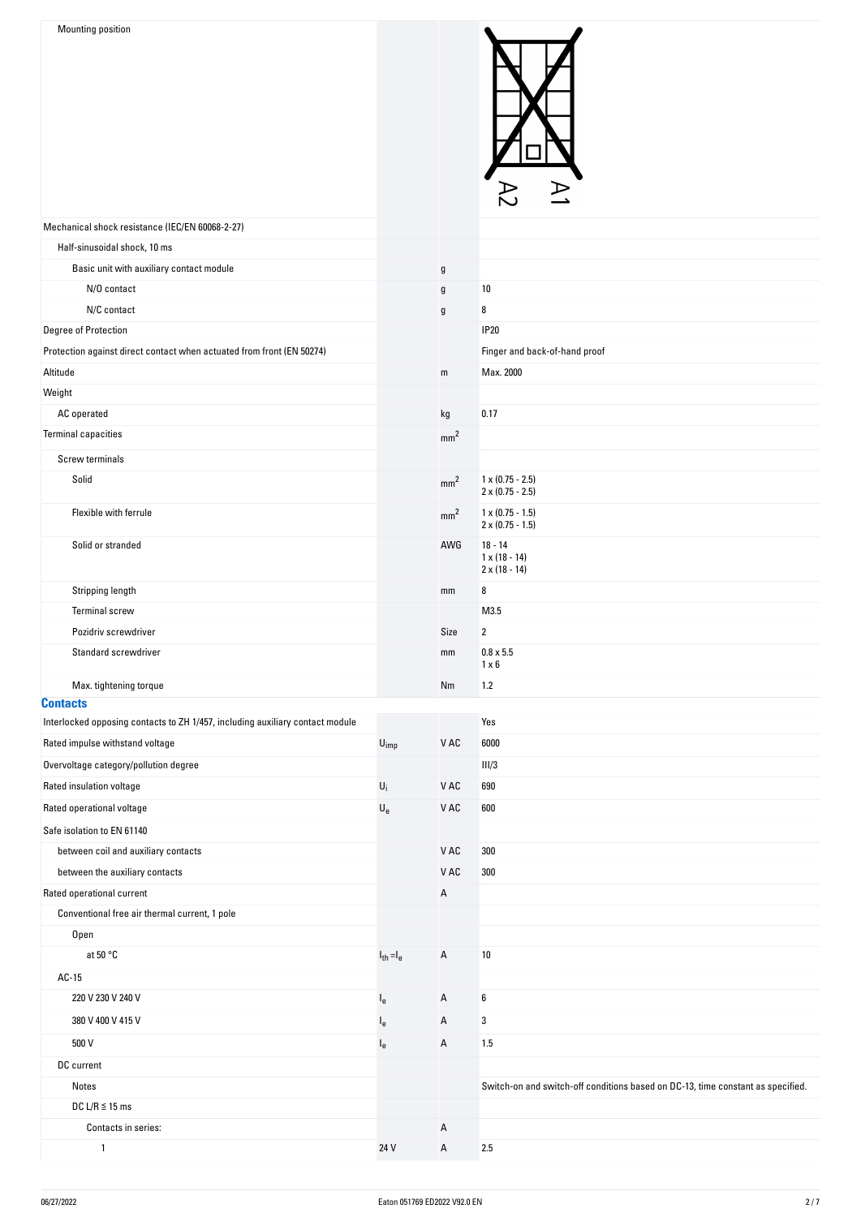| | | | |
|---|---|---|---|
| Mounting position | | | |
| Mechanical shock resistance (IEC/EN 60068-2-27) | | | |
| Half-sinusoidal shock, 10 ms | | | |
| Basic unit with auxiliary contact module | | g | |
| N/O contact | | g | 10 |
| N/C contact | | g | 8 |
| Degree of Protection | | | IP20 |
| Protection against direct contact when actuated from front (EN 50274) | | | Finger and back-of-hand proof |
| Altitude | | m | Max. 2000 |
| Weight | | | |
| AC operated | | kg | 0.17 |
| Terminal capacities | | $mm^2$ | |
| Screw terminals | | | |
| Solid | | $mm^2$ | 1 x (0.75 - 2.5)<br>2 x (0.75 - 2.5) |
| Flexible with ferrule | | $mm^2$ | 1 x (0.75 - 1.5)<br>2 x (0.75 - 1.5) |
| Solid or stranded | | AWG | 18 - 14<br>1 x (18 - 14)<br>2 x (18 - 14) |
| Stripping length | | mm | 8 |
| Terminal screw | | | M3.5 |
| Pozidriv screwdriver | | Size | 2 |
| Standard screwdriver | | mm | 0.8 x 5.5<br>1 x 6 |
| Max. tightening torque | | Nm | 1.2 |

## Contacts

| | | | |
|---|---|---|---|
| Interlocked opposing contacts to ZH 1/457, including auxiliary contact module | | | Yes |
| Rated impulse withstand voltage | $U_{imp}$ | V AC | 6000 |
| Overvoltage category/pollution degree | | | III/3 |
| Rated insulation voltage | $U_i$ | V AC | 690 |
| Rated operational voltage | $U_e$ | V AC | 600 |
| Safe isolation to EN 61140 | | | |
| between coil and auxiliary contacts | | V AC | 300 |
| between the auxiliary contacts | | V AC | 300 |
| Rated operational current | | A | |
| Conventional free air thermal current, 1 pole | | | |
| Open | | | |
| at 50 °C | $I_{th} = I_e$ | A | 10 |
| AC-15 | | | |
| 220 V 230 V 240 V | $I_e$ | A | 6 |
| 380 V 400 V 415 V | $I_e$ | A | 3 |
| 500 V | $I_e$ | A | 1.5 |
| DC current | | | |
| Notes | | | Switch-on and switch-off conditions based on DC-13, time constant as specified. |
| DC L/R ≦ 15 ms | | | |
| Contacts in series: | | A | |
| 1 | 24 V | A | 2.5 |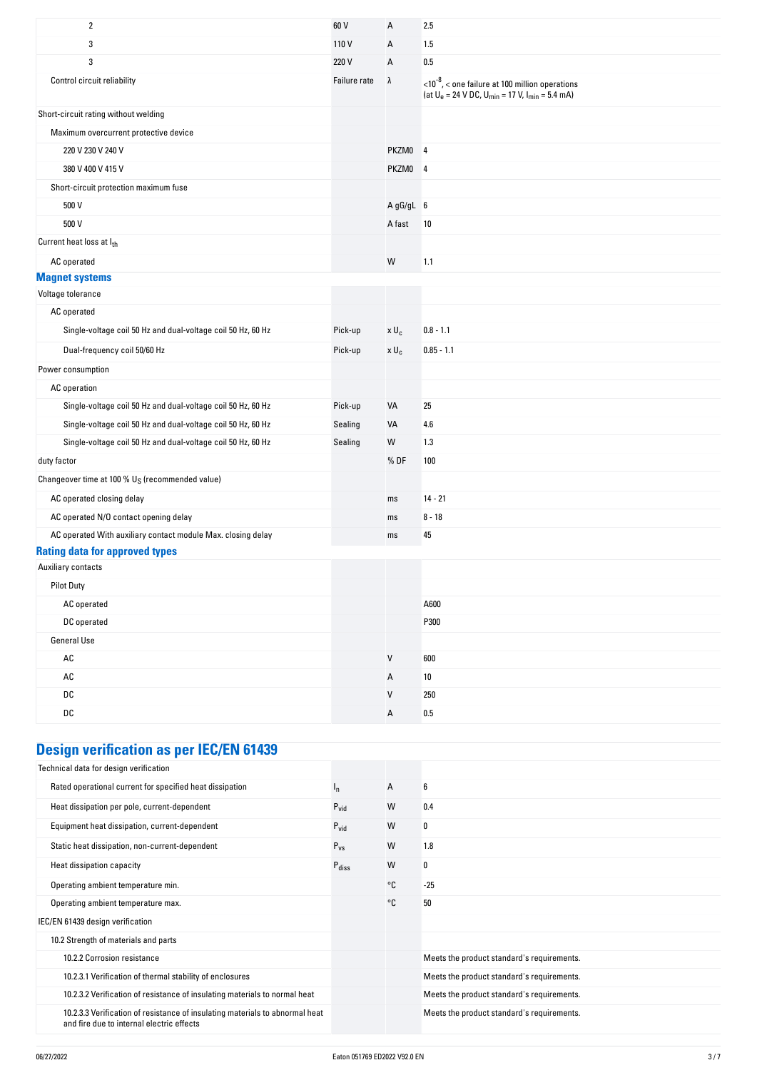| | | | |
|---|---|---|---|
| 2 | 60 V | A | 2.5 |
| 3 | 110 V | A | 1.5 |
| 3 | 220 V | A | 0.5 |
| Control circuit reliability | Failure rate | λ | $<10^{-8}$, < one failure at 100 million operations (at $U_e$ = 24 V DC, $U_{min}$ = 17 V, $I_{min}$ = 5.4 mA) |
| Short-circuit rating without welding | | | |
| Maximum overcurrent protective device | | | |
| 220 V 230 V 240 V | | PKZM0 | 4 |
| 380 V 400 V 415 V | | PKZM0 | 4 |
| Short-circuit protection maximum fuse | | | |
| 500 V | | A gG/gL | 6 |
| 500 V | | A fast | 10 |
| Current heat loss at $I_{th}$ | | | |
| AC operated | | W | 1.1 |

### Magnet systems

| | | | |
|---|---|---|---|
| Voltage tolerance | | | |
| AC operated | | | |
| Single-voltage coil 50 Hz and dual-voltage coil 50 Hz, 60 Hz | Pick-up | x $U_c$ | 0.8 - 1.1 |
| Dual-frequency coil 50/60 Hz | Pick-up | x $U_c$ | 0.85 - 1.1 |
| Power consumption | | | |
| AC operation | | | |
| Single-voltage coil 50 Hz and dual-voltage coil 50 Hz, 60 Hz | Pick-up | VA | 25 |
| Single-voltage coil 50 Hz and dual-voltage coil 50 Hz, 60 Hz | Sealing | VA | 4.6 |
| Single-voltage coil 50 Hz and dual-voltage coil 50 Hz, 60 Hz | Sealing | W | 1.3 |
| duty factor | | % DF | 100 |
| Changeover time at 100 % $U_S$ (recommended value) | | | |
| AC operated closing delay | | ms | 14 - 21 |
| AC operated N/O contact opening delay | | ms | 8 - 18 |
| AC operated With auxiliary contact module Max. closing delay | | ms | 45 |

### Rating data for approved types

| | | | |
|---|---|---|---|
| Auxiliary contacts | | | |
| Pilot Duty | | | |
| AC operated | | | A600 |
| DC operated | | | P300 |
| General Use | | | |
| AC | | V | 600 |
| AC | | A | 10 |
| DC | | V | 250 |
| DC | | A | 0.5 |

## Design verification as per IEC/EN 61439

| | | | |
|---|---|---|---|
| Technical data for design verification | | | |
| Rated operational current for specified heat dissipation | $I_n$ | A | 6 |
| Heat dissipation per pole, current-dependent | $P_{vid}$ | W | 0.4 |
| Equipment heat dissipation, current-dependent | $P_{vid}$ | W | 0 |
| Static heat dissipation, non-current-dependent | $P_{vs}$ | W | 1.8 |
| Heat dissipation capacity | $P_{diss}$ | W | 0 |
| Operating ambient temperature min. | | °C | -25 |
| Operating ambient temperature max. | | °C | 50 |
| IEC/EN 61439 design verification | | | |
| 10.2 Strength of materials and parts | | | |
| 10.2.2 Corrosion resistance | | | Meets the product standard's requirements. |
| 10.2.3.1 Verification of thermal stability of enclosures | | | Meets the product standard's requirements. |
| 10.2.3.2 Verification of resistance of insulating materials to normal heat | | | Meets the product standard's requirements. |
| 10.2.3.3 Verification of resistance of insulating materials to abnormal heat and fire due to internal electric effects | | | Meets the product standard's requirements. |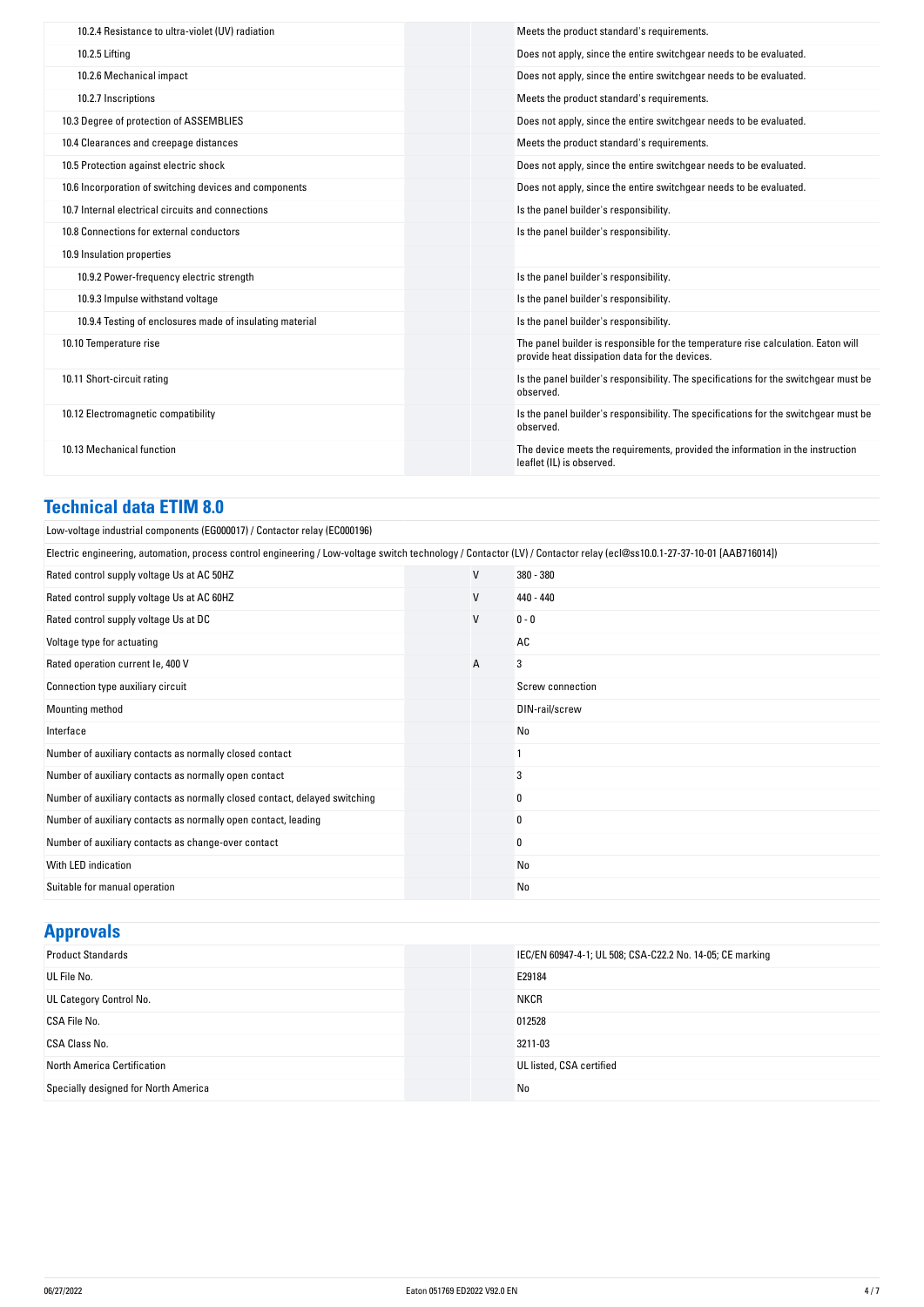| | | | |
|---|---|---|---|
| 10.2.4 Resistance to ultra-violet (UV) radiation | | | Meets the product standard's requirements. |
| 10.2.5 Lifting | | | Does not apply, since the entire switchgear needs to be evaluated. |
| 10.2.6 Mechanical impact | | | Does not apply, since the entire switchgear needs to be evaluated. |
| 10.2.7 Inscriptions | | | Meets the product standard's requirements. |
| 10.3 Degree of protection of ASSEMBLIES | | | Does not apply, since the entire switchgear needs to be evaluated. |
| 10.4 Clearances and creepage distances | | | Meets the product standard's requirements. |
| 10.5 Protection against electric shock | | | Does not apply, since the entire switchgear needs to be evaluated. |
| 10.6 Incorporation of switching devices and components | | | Does not apply, since the entire switchgear needs to be evaluated. |
| 10.7 Internal electrical circuits and connections | | | Is the panel builder's responsibility. |
| 10.8 Connections for external conductors | | | Is the panel builder's responsibility. |
| 10.9 Insulation properties | | | |
| 10.9.2 Power-frequency electric strength | | | Is the panel builder's responsibility. |
| 10.9.3 Impulse withstand voltage | | | Is the panel builder's responsibility. |
| 10.9.4 Testing of enclosures made of insulating material | | | Is the panel builder's responsibility. |
| 10.10 Temperature rise | | | The panel builder is responsible for the temperature rise calculation. Eaton will provide heat dissipation data for the devices. |
| 10.11 Short-circuit rating | | | Is the panel builder's responsibility. The specifications for the switchgear must be observed. |
| 10.12 Electromagnetic compatibility | | | Is the panel builder's responsibility. The specifications for the switchgear must be observed. |
| 10.13 Mechanical function | | | The device meets the requirements, provided the information in the instruction leaflet (IL) is observed. |

## Technical data ETIM 8.0

Low-voltage industrial components (EG000017) / Contactor relay (EC000196)

Electric engineering, automation, process control engineering / Low-voltage switch technology / Contactor (LV) / Contactor relay (ecl@ss10.0.1-27-37-10-01 [AAB716014])

| | | |
|---|---|---|
| Rated control supply voltage Us at AC 50HZ | V | 380 - 380 |
| Rated control supply voltage Us at AC 60HZ | V | 440 - 440 |
| Rated control supply voltage Us at DC | V | 0 - 0 |
| Voltage type for actuating | | AC |
| Rated operation current Ie, 400 V | A | 3 |
| Connection type auxiliary circuit | | Screw connection |
| Mounting method | | DIN-rail/screw |
| Interface | | No |
| Number of auxiliary contacts as normally closed contact | | 1 |
| Number of auxiliary contacts as normally open contact | | 3 |
| Number of auxiliary contacts as normally closed contact, delayed switching | | 0 |
| Number of auxiliary contacts as normally open contact, leading | | 0 |
| Number of auxiliary contacts as change-over contact | | 0 |
| With LED indication | | No |
| Suitable for manual operation | | No |

## Approvals

| | | |
|---|---|---|
| Product Standards | | IEC/EN 60947-4-1; UL 508; CSA-C22.2 No. 14-05; CE marking |
| UL File No. | | E29184 |
| UL Category Control No. | | NKCR |
| CSA File No. | | 012528 |
| CSA Class No. | | 3211-03 |
| North America Certification | | UL listed, CSA certified |
| Specially designed for North America | | No |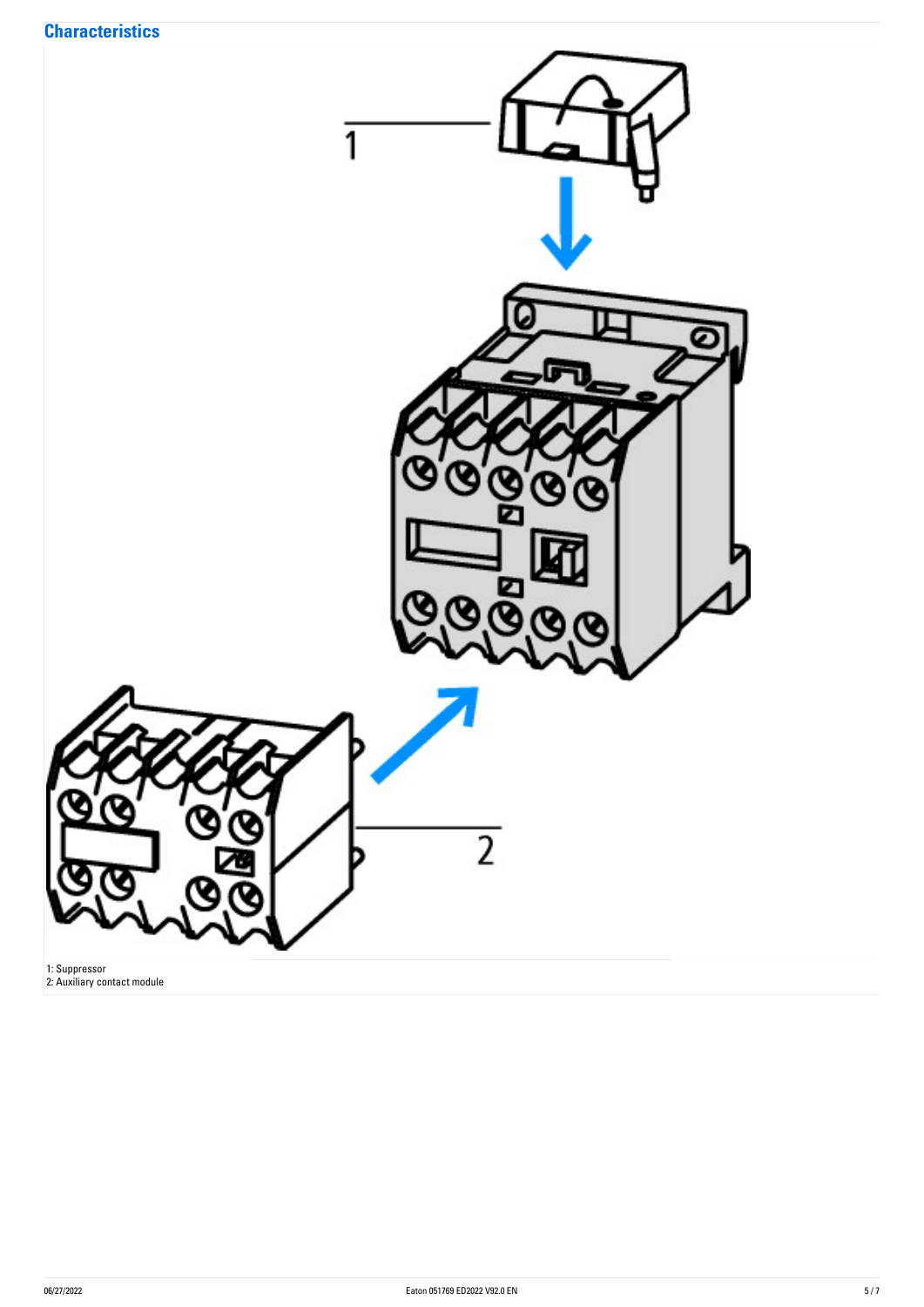## Characteristics

1: Suppressor
2: Auxiliary contact module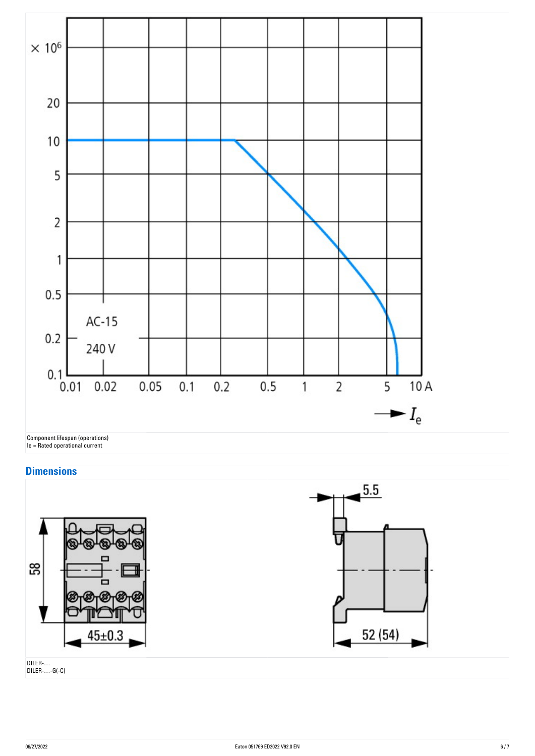Component lifespan (operations)
Ie = Rated operational current

## Dimensions

DILER-…
DILER-…-G(-C)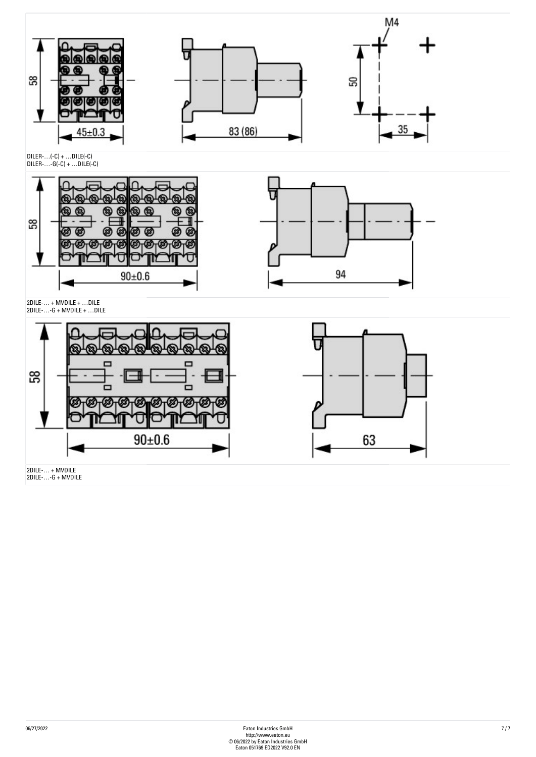58

45±0.3

83 (86)

M4

50

35

DILER-…(-C) + …DILE(-C)
DILER-…-G(-C) + …DILE(-C)

58

90±0.6

94

2DILE-… + MVDILE + …DILE
2DILE-…-G + MVDILE + …DILE

58

90±0.6

63

2DILE-… + MVDILE
2DILE-…-G + MVDILE

06/27/2022

Eaton Industries GmbH
http://www.eaton.eu
© 06/2022 by Eaton Industries GmbH
Eaton 051769 ED2022 V92.0 EN